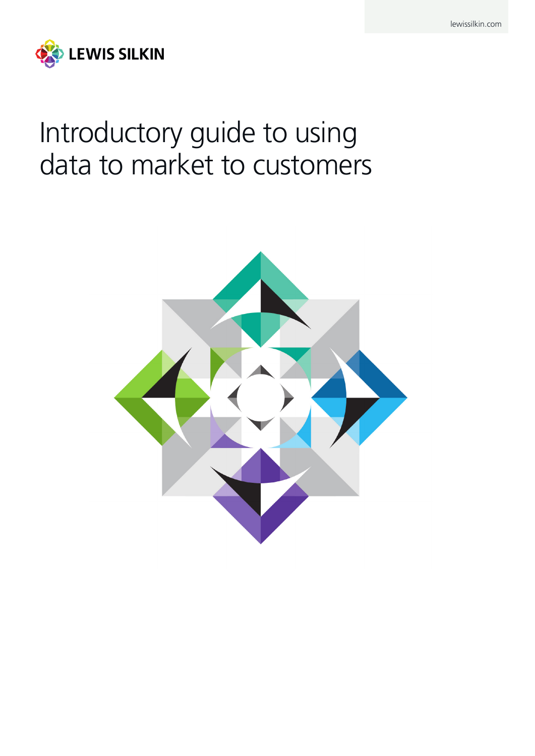LEWIS SILKIN

# Introductory guide to using data to market to customers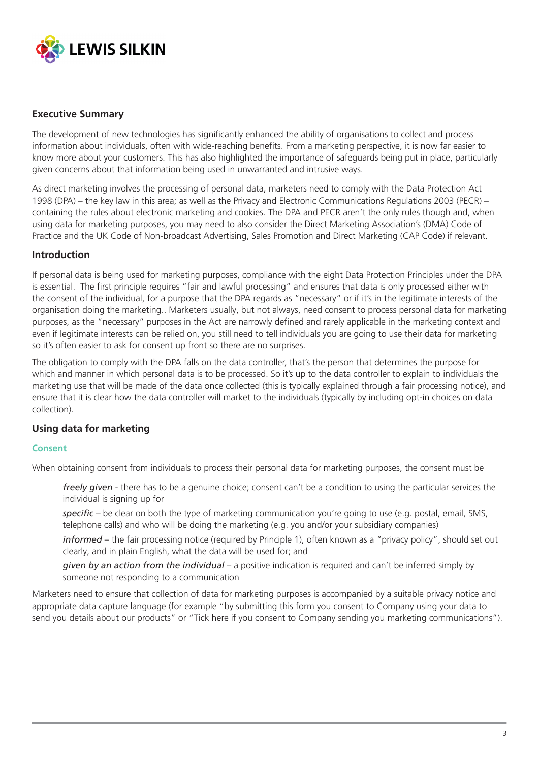## Executive Summary

The development of new technologies has significantly enhanced the ability of organisations to collect and process information about individuals, often with wide-reaching benefits. From a marketing perspective, it is now far easier to know more about your customers. This has also highlighted the importance of safeguards being put in place, particularly given concerns about that information being used in unwarranted and intrusive ways.

As direct marketing involves the processing of personal data, marketers need to comply with the Data Protection Act 1998 (DPA) – the key law in this area; as well as the Privacy and Electronic Communications Regulations 2003 (PECR) – containing the rules about electronic marketing and cookies. The DPA and PECR aren't the only rules though and, when using data for marketing purposes, you may need to also consider the Direct Marketing Association's (DMA) Code of Practice and the UK Code of Non-broadcast Advertising, Sales Promotion and Direct Marketing (CAP Code) if relevant.

## Introduction

If personal data is being used for marketing purposes, compliance with the eight Data Protection Principles under the DPA is essential. The first principle requires "fair and lawful processing" and ensures that data is only processed either with the consent of the individual, for a purpose that the DPA regards as "necessary" or if it's in the legitimate interests of the organisation doing the marketing.. Marketers usually, but not always, need consent to process personal data for marketing purposes, as the "necessary" purposes in the Act are narrowly defined and rarely applicable in the marketing context and even if legitimate interests can be relied on, you still need to tell individuals you are going to use their data for marketing so it's often easier to ask for consent up front so there are no surprises.

The obligation to comply with the DPA falls on the data controller, that's the person that determines the purpose for which and manner in which personal data is to be processed. So it's up to the data controller to explain to individuals the marketing use that will be made of the data once collected (this is typically explained through a fair processing notice), and ensure that it is clear how the data controller will market to the individuals (typically by including opt-in choices on data collection).

## Using data for marketing

### Consent

When obtaining consent from individuals to process their personal data for marketing purposes, the consent must be

- *freely given* - there has to be a genuine choice; consent can't be a condition to using the particular services the individual is signing up for
- *specific* – be clear on both the type of marketing communication you're going to use (e.g. postal, email, SMS, telephone calls) and who will be doing the marketing (e.g. you and/or your subsidiary companies)
- *informed* – the fair processing notice (required by Principle 1), often known as a "privacy policy", should set out clearly, and in plain English, what the data will be used for; and
- *given by an action from the individual* – a positive indication is required and can't be inferred simply by someone not responding to a communication

Marketers need to ensure that collection of data for marketing purposes is accompanied by a suitable privacy notice and appropriate data capture language (for example "by submitting this form you consent to Company using your data to send you details about our products" or "Tick here if you consent to Company sending you marketing communications").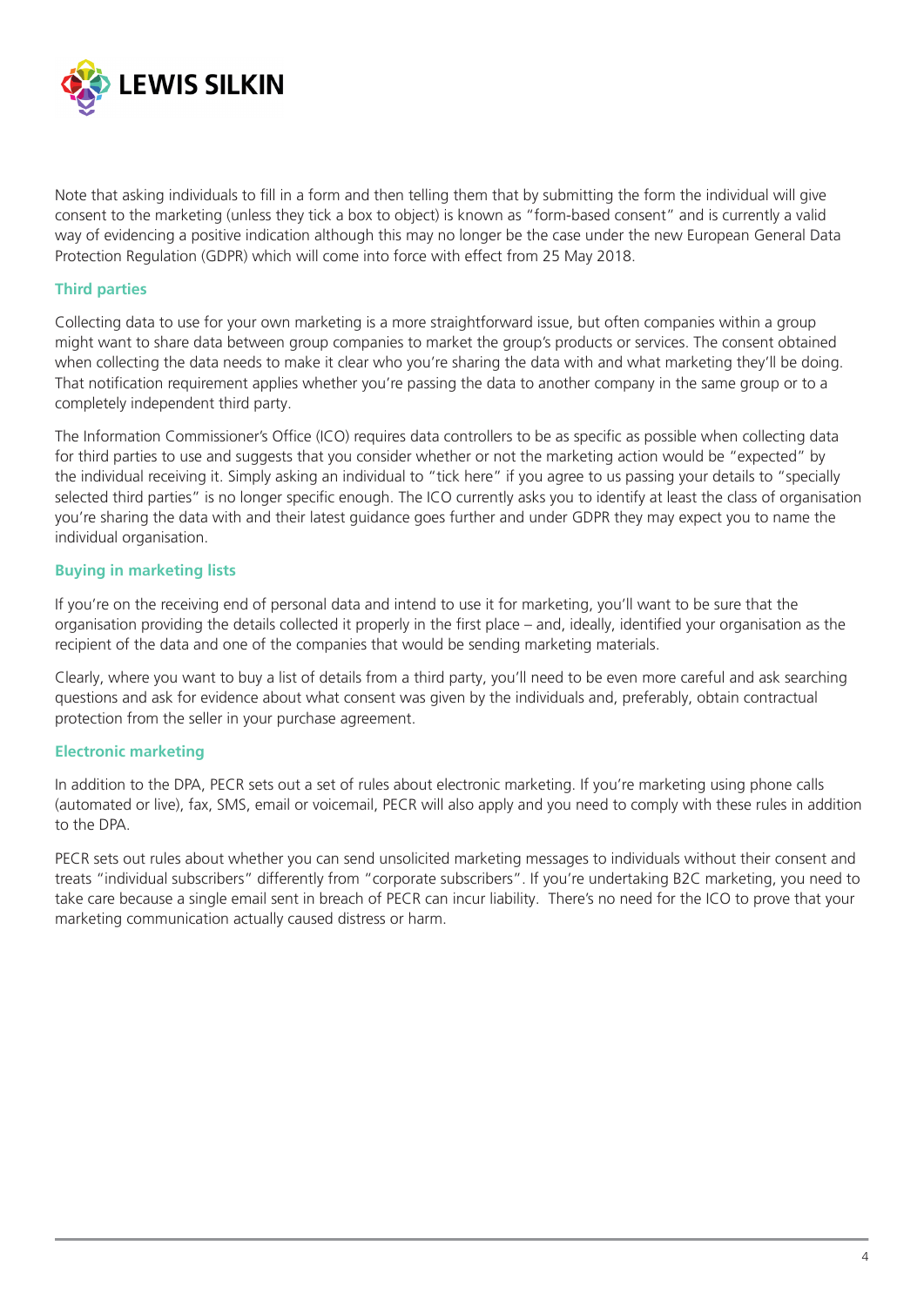Note that asking individuals to fill in a form and then telling them that by submitting the form the individual will give consent to the marketing (unless they tick a box to object) is known as "form-based consent" and is currently a valid way of evidencing a positive indication although this may no longer be the case under the new European General Data Protection Regulation (GDPR) which will come into force with effect from 25 May 2018.

### Third parties

Collecting data to use for your own marketing is a more straightforward issue, but often companies within a group might want to share data between group companies to market the group's products or services. The consent obtained when collecting the data needs to make it clear who you're sharing the data with and what marketing they'll be doing. That notification requirement applies whether you're passing the data to another company in the same group or to a completely independent third party.

The Information Commissioner's Office (ICO) requires data controllers to be as specific as possible when collecting data for third parties to use and suggests that you consider whether or not the marketing action would be "expected" by the individual receiving it. Simply asking an individual to "tick here" if you agree to us passing your details to "specially selected third parties" is no longer specific enough. The ICO currently asks you to identify at least the class of organisation you're sharing the data with and their latest guidance goes further and under GDPR they may expect you to name the individual organisation.

### Buying in marketing lists

If you're on the receiving end of personal data and intend to use it for marketing, you'll want to be sure that the organisation providing the details collected it properly in the first place – and, ideally, identified your organisation as the recipient of the data and one of the companies that would be sending marketing materials.

Clearly, where you want to buy a list of details from a third party, you'll need to be even more careful and ask searching questions and ask for evidence about what consent was given by the individuals and, preferably, obtain contractual protection from the seller in your purchase agreement.

### Electronic marketing

In addition to the DPA, PECR sets out a set of rules about electronic marketing. If you're marketing using phone calls (automated or live), fax, SMS, email or voicemail, PECR will also apply and you need to comply with these rules in addition to the DPA.

PECR sets out rules about whether you can send unsolicited marketing messages to individuals without their consent and treats "individual subscribers" differently from "corporate subscribers". If you're undertaking B2C marketing, you need to take care because a single email sent in breach of PECR can incur liability. There's no need for the ICO to prove that your marketing communication actually caused distress or harm.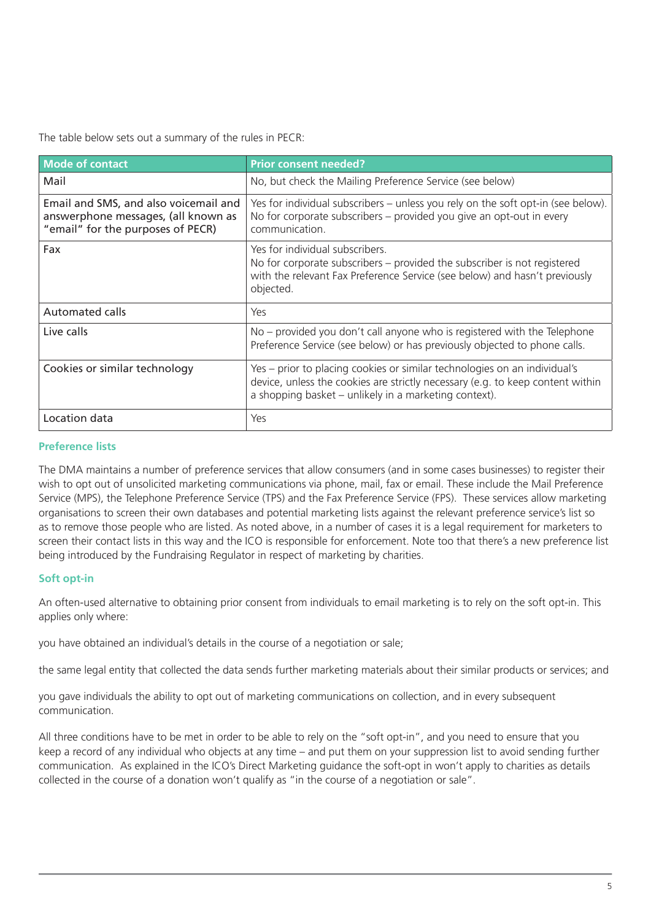The table below sets out a summary of the rules in PECR:

| Mode of contact | Prior consent needed? |
| --- | --- |
| Mail | No, but check the Mailing Preference Service (see below) |
| Email and SMS, and also voicemail and answerphone messages, (all known as "email" for the purposes of PECR) | Yes for individual subscribers – unless you rely on the soft opt-in (see below). No for corporate subscribers – provided you give an opt-out in every communication. |
| Fax | Yes for individual subscribers. No for corporate subscribers – provided the subscriber is not registered with the relevant Fax Preference Service (see below) and hasn't previously objected. |
| Automated calls | Yes |
| Live calls | No – provided you don't call anyone who is registered with the Telephone Preference Service (see below) or has previously objected to phone calls. |
| Cookies or similar technology | Yes – prior to placing cookies or similar technologies on an individual's device, unless the cookies are strictly necessary (e.g. to keep content within a shopping basket – unlikely in a marketing context). |
| Location data | Yes |

### Preference lists

The DMA maintains a number of preference services that allow consumers (and in some cases businesses) to register their wish to opt out of unsolicited marketing communications via phone, mail, fax or email. These include the Mail Preference Service (MPS), the Telephone Preference Service (TPS) and the Fax Preference Service (FPS). These services allow marketing organisations to screen their own databases and potential marketing lists against the relevant preference service's list so as to remove those people who are listed. As noted above, in a number of cases it is a legal requirement for marketers to screen their contact lists in this way and the ICO is responsible for enforcement. Note too that there's a new preference list being introduced by the Fundraising Regulator in respect of marketing by charities.

### Soft opt-in

An often-used alternative to obtaining prior consent from individuals to email marketing is to rely on the soft opt-in. This applies only where:

you have obtained an individual's details in the course of a negotiation or sale;

the same legal entity that collected the data sends further marketing materials about their similar products or services; and

you gave individuals the ability to opt out of marketing communications on collection, and in every subsequent communication.

All three conditions have to be met in order to be able to rely on the "soft opt-in", and you need to ensure that you keep a record of any individual who objects at any time – and put them on your suppression list to avoid sending further communication. As explained in the ICO's Direct Marketing guidance the soft-opt in won't apply to charities as details collected in the course of a donation won't qualify as "in the course of a negotiation or sale".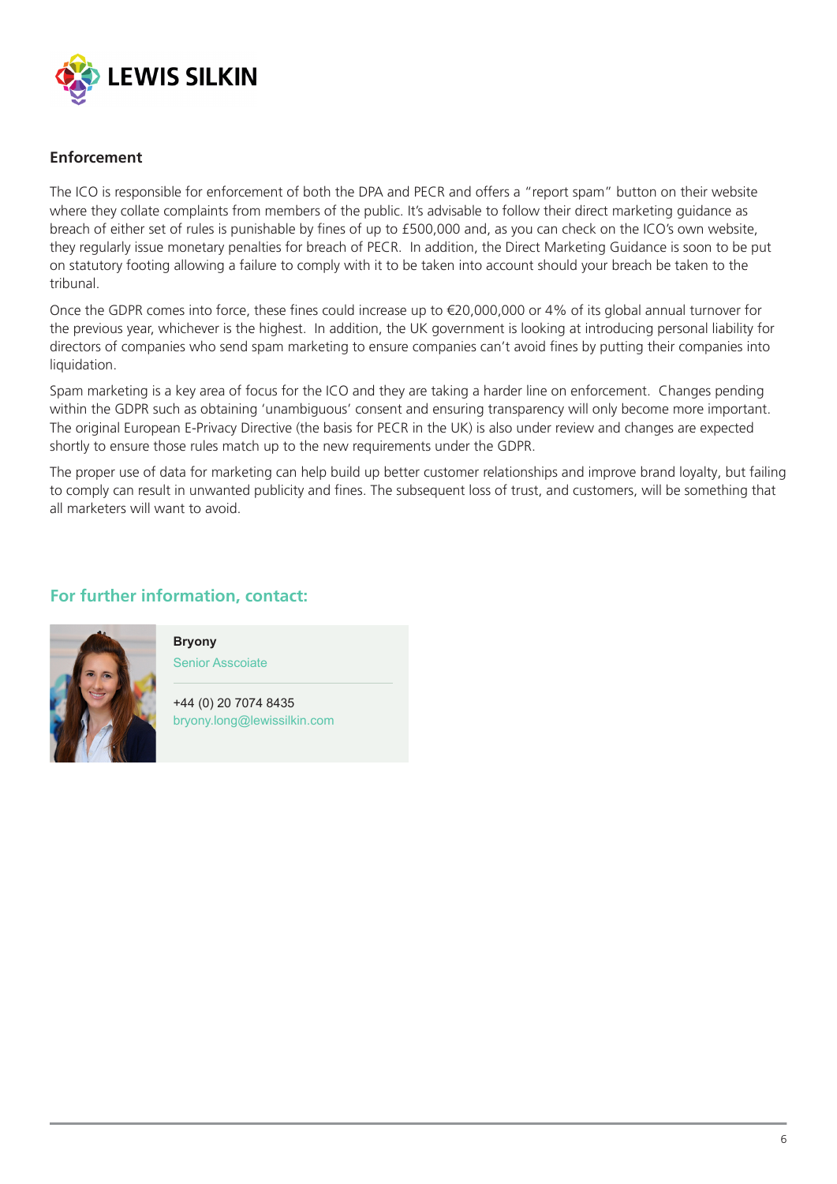## Enforcement

The ICO is responsible for enforcement of both the DPA and PECR and offers a "report spam" button on their website where they collate complaints from members of the public. It's advisable to follow their direct marketing guidance as breach of either set of rules is punishable by fines of up to £500,000 and, as you can check on the ICO's own website, they regularly issue monetary penalties for breach of PECR. In addition, the Direct Marketing Guidance is soon to be put on statutory footing allowing a failure to comply with it to be taken into account should your breach be taken to the tribunal.

Once the GDPR comes into force, these fines could increase up to €20,000,000 or 4% of its global annual turnover for the previous year, whichever is the highest. In addition, the UK government is looking at introducing personal liability for directors of companies who send spam marketing to ensure companies can't avoid fines by putting their companies into liquidation.

Spam marketing is a key area of focus for the ICO and they are taking a harder line on enforcement. Changes pending within the GDPR such as obtaining 'unambiguous' consent and ensuring transparency will only become more important. The original European E-Privacy Directive (the basis for PECR in the UK) is also under review and changes are expected shortly to ensure those rules match up to the new requirements under the GDPR.

The proper use of data for marketing can help build up better customer relationships and improve brand loyalty, but failing to comply can result in unwanted publicity and fines. The subsequent loss of trust, and customers, will be something that all marketers will want to avoid.

## For further information, contact:

**Bryony**
Senior Asscoiate

+44 (0) 20 7074 8435
bryony.long@lewissilkin.com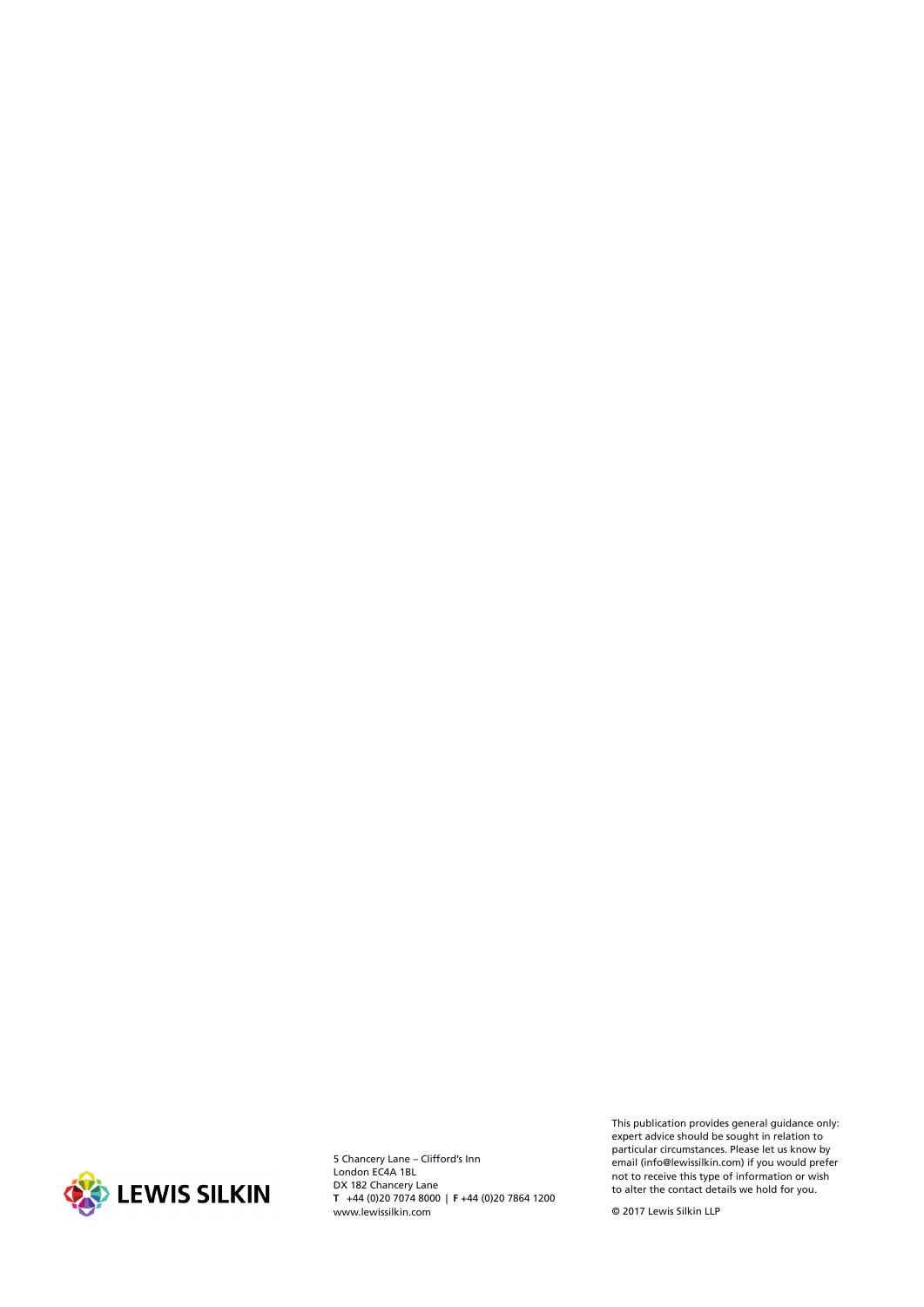LEWIS SILKIN

5 Chancery Lane – Clifford's Inn
London EC4A 1BL
DX 182 Chancery Lane
**T** +44 (0)20 7074 8000 | **F** +44 (0)20 7864 1200
www.lewissilkin.com

This publication provides general guidance only: expert advice should be sought in relation to particular circumstances. Please let us know by email (info@lewissilkin.com) if you would prefer not to receive this type of information or wish to alter the contact details we hold for you.

© 2017 Lewis Silkin LLP